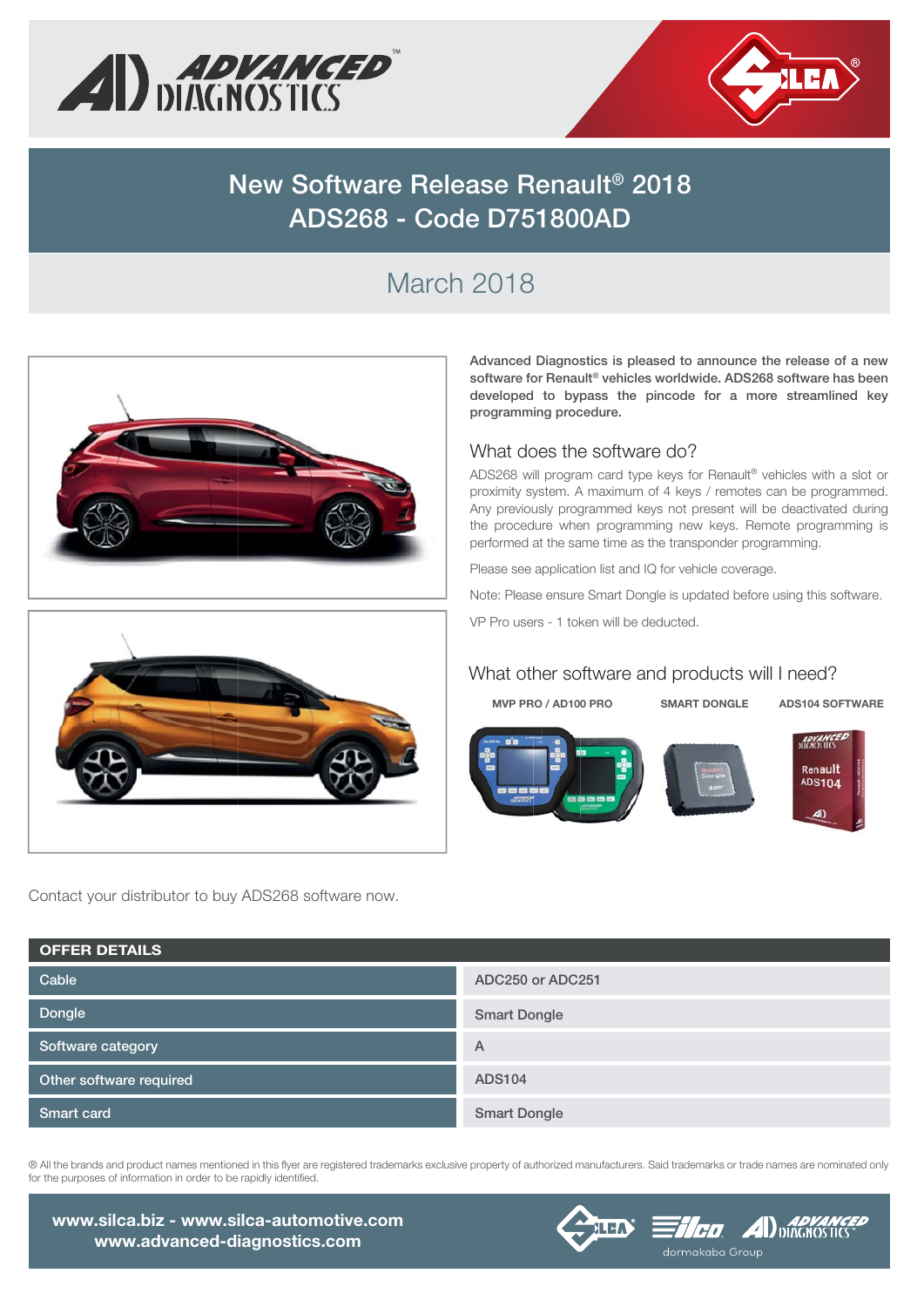# New Software Release Renault® 2018
# ADS268 - Code D751800AD

## March 2018

**Advanced Diagnostics is pleased to announce the release of a new software for Renault® vehicles worldwide. ADS268 software has been developed to bypass the pincode for a more streamlined key programming procedure.**

### What does the software do?

ADS268 will program card type keys for Renault® vehicles with a slot or proximity system. A maximum of 4 keys / remotes can be programmed. Any previously programmed keys not present will be deactivated during the procedure when programming new keys. Remote programming is performed at the same time as the transponder programming.

Please see application list and IQ for vehicle coverage.

Note: Please ensure Smart Dongle is updated before using this software.

VP Pro users - 1 token will be deducted.

### What other software and products will I need?

**MVP PRO / AD100 PRO** | **SMART DONGLE** | **ADS104 SOFTWARE**

Contact your distributor to buy ADS268 software now.

| OFFER DETAILS | |
|---|---|
| Cable | ADC250 or ADC251 |
| Dongle | Smart Dongle |
| Software category | A |
| Other software required | ADS104 |
| Smart card | Smart Dongle |

® All the brands and product names mentioned in this flyer are registered trademarks exclusive property of authorized manufacturers. Said trademarks or trade names are nominated only for the purposes of information in order to be rapidly identified.

**www.silca.biz - www.silca-automotive.com**
**www.advanced-diagnostics.com**

dormakaba Group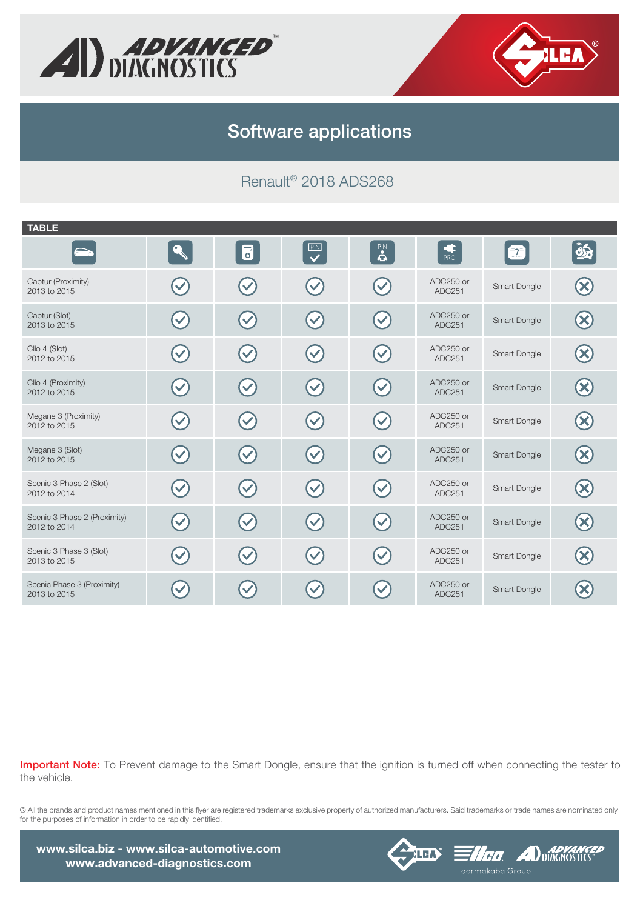# Software applications

## Renault® 2018 ADS268

**TABLE**

| | | | | | | | |
|---|---|---|---|---|---|---|---|
| Captur (Proximity) 2013 to 2015 | ✓ | ✓ | ✓ | ✓ | ADC250 or ADC251 | Smart Dongle | ✗ |
| Captur (Slot) 2013 to 2015 | ✓ | ✓ | ✓ | ✓ | ADC250 or ADC251 | Smart Dongle | ✗ |
| Clio 4 (Slot) 2012 to 2015 | ✓ | ✓ | ✓ | ✓ | ADC250 or ADC251 | Smart Dongle | ✗ |
| Clio 4 (Proximity) 2012 to 2015 | ✓ | ✓ | ✓ | ✓ | ADC250 or ADC251 | Smart Dongle | ✗ |
| Megane 3 (Proximity) 2012 to 2015 | ✓ | ✓ | ✓ | ✓ | ADC250 or ADC251 | Smart Dongle | ✗ |
| Megane 3 (Slot) 2012 to 2015 | ✓ | ✓ | ✓ | ✓ | ADC250 or ADC251 | Smart Dongle | ✗ |
| Scenic 3 Phase 2 (Slot) 2012 to 2014 | ✓ | ✓ | ✓ | ✓ | ADC250 or ADC251 | Smart Dongle | ✗ |
| Scenic 3 Phase 2 (Proximity) 2012 to 2014 | ✓ | ✓ | ✓ | ✓ | ADC250 or ADC251 | Smart Dongle | ✗ |
| Scenic 3 Phase 3 (Slot) 2013 to 2015 | ✓ | ✓ | ✓ | ✓ | ADC250 or ADC251 | Smart Dongle | ✗ |
| Scenic Phase 3 (Proximity) 2013 to 2015 | ✓ | ✓ | ✓ | ✓ | ADC250 or ADC251 | Smart Dongle | ✗ |

**Important Note:** To Prevent damage to the Smart Dongle, ensure that the ignition is turned off when connecting the tester to the vehicle.

® All the brands and product names mentioned in this flyer are registered trademarks exclusive property of authorized manufacturers. Said trademarks or trade names are nominated only for the purposes of information in order to be rapidly identified.

**www.silca.biz - www.silca-automotive.com**
**www.advanced-diagnostics.com**

dormakaba Group